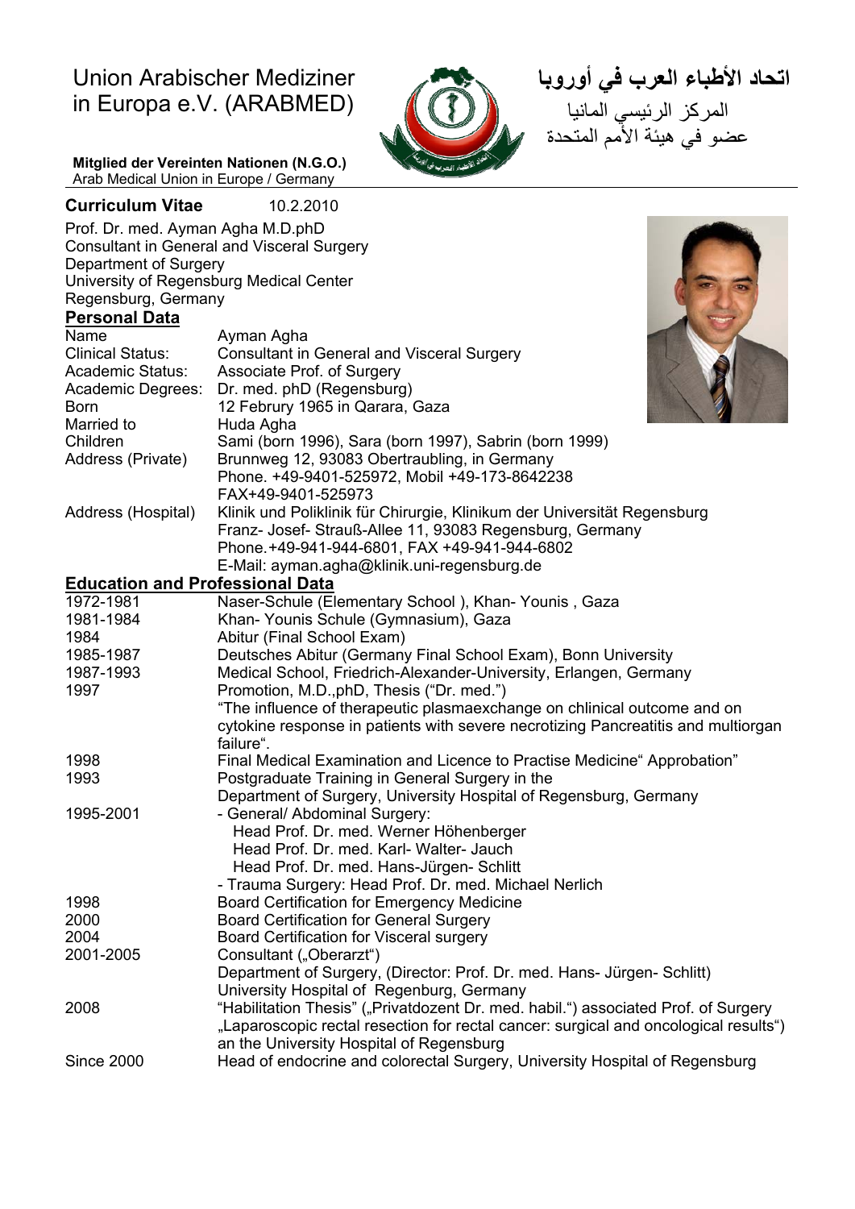Union Arabischer Mediziner in Europa e.V. (ARABMED)

**Mitglied der Vereinten Nationen (N.G.O.)**
Arab Medical Union in Europe / Germany

**اتحاد الأطباء العرب في أوروبا**
المركز الرئيسي المانيا
عضو في هيئة الأمم المتحدة

## Curriculum Vitae 10.2.2010

Prof. Dr. med. Ayman Agha M.D.phD
Consultant in General and Visceral Surgery
Department of Surgery
University of Regensburg Medical Center
Regensburg, Germany

### Personal Data

| | |
|---|---|
| Name | Ayman Agha |
| Clinical Status: | Consultant in General and Visceral Surgery |
| Academic Status: | Associate Prof. of Surgery |
| Academic Degrees: | Dr. med. phD (Regensburg) |
| Born | 12 Februry 1965 in Qarara, Gaza |
| Married to | Huda Agha |
| Children | Sami (born 1996), Sara (born 1997), Sabrin (born 1999) |
| Address (Private) | Brunnweg 12, 93083 Obertraubling, in Germany<br>Phone. +49-9401-525972, Mobil +49-173-8642238<br>FAX+49-9401-525973 |
| Address (Hospital) | Klinik und Poliklinik für Chirurgie, Klinikum der Universität Regensburg<br>Franz- Josef- Strauß-Allee 11, 93083 Regensburg, Germany<br>Phone.+49-941-944-6801, FAX +49-941-944-6802<br>E-Mail: ayman.agha@klinik.uni-regensburg.de |

### Education and Professional Data

| | |
|---|---|
| 1972-1981 | Naser-Schule (Elementary School ), Khan- Younis , Gaza |
| 1981-1984 | Khan- Younis Schule (Gymnasium), Gaza |
| 1984 | Abitur (Final School Exam) |
| 1985-1987 | Deutsches Abitur (Germany Final School Exam), Bonn University |
| 1987-1993 | Medical School, Friedrich-Alexander-University, Erlangen, Germany |
| 1997 | Promotion, M.D.,phD, Thesis ("Dr. med.")<br>"The influence of therapeutic plasmaexchange on chlinical outcome and on cytokine response in patients with severe necrotizing Pancreatitis and multiorgan failure". |
| 1998 | Final Medical Examination and Licence to Practise Medicine" Approbation" |
| 1993 | Postgraduate Training in General Surgery in the<br>Department of Surgery, University Hospital of Regensburg, Germany |
| 1995-2001 | - General/ Abdominal Surgery:<br>Head Prof. Dr. med. Werner Höhenberger<br>Head Prof. Dr. med. Karl- Walter- Jauch<br>Head Prof. Dr. med. Hans-Jürgen- Schlitt<br>- Trauma Surgery: Head Prof. Dr. med. Michael Nerlich |
| 1998 | Board Certification for Emergency Medicine |
| 2000 | Board Certification for General Surgery |
| 2004 | Board Certification for Visceral surgery |
| 2001-2005 | Consultant („Oberarzt")<br>Department of Surgery, (Director: Prof. Dr. med. Hans- Jürgen- Schlitt)<br>University Hospital of Regenburg, Germany |
| 2008 | "Habilitation Thesis" („Privatdozent Dr. med. habil.") associated Prof. of Surgery<br>„Laparoscopic rectal resection for rectal cancer: surgical and oncological results")<br>an the University Hospital of Regensburg |
| Since 2000 | Head of endocrine and colorectal Surgery, University Hospital of Regensburg |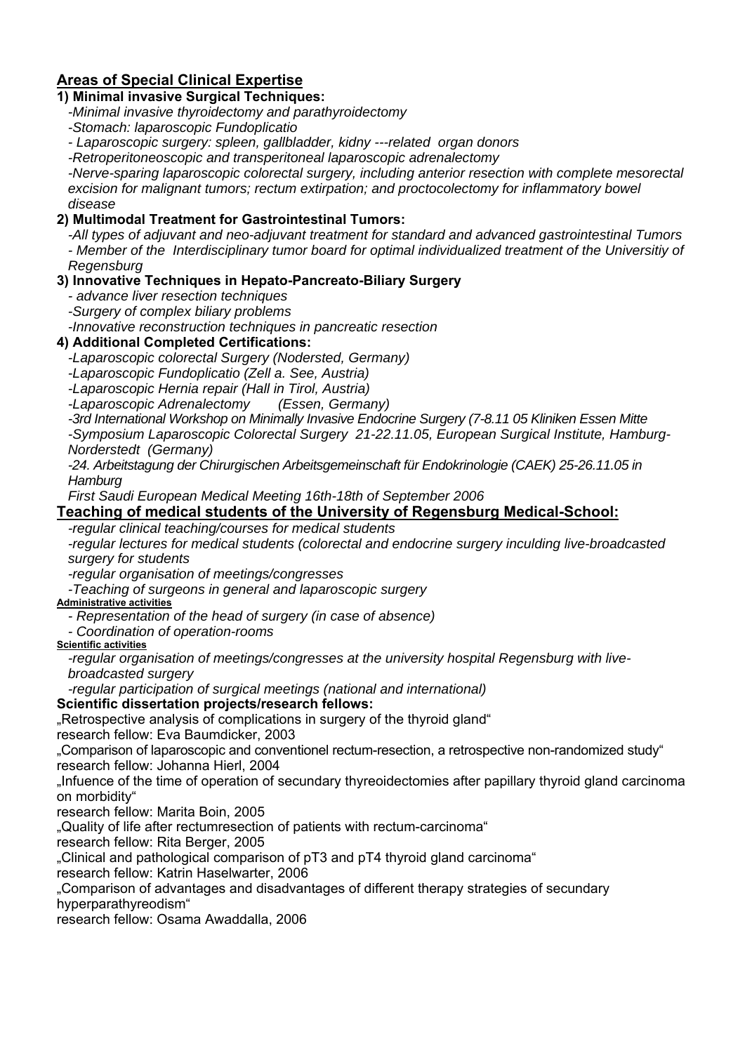## Areas of Special Clinical Expertise

### 1) Minimal invasive Surgical Techniques:

*-Minimal invasive thyroidectomy and parathyroidectomy*
*-Stomach: laparoscopic Fundoplicatio*
*- Laparoscopic surgery: spleen, gallbladder, kidny ---related organ donors*
*-Retroperitoneoscopic and transperitoneal laparoscopic adrenalectomy*
*-Nerve-sparing laparoscopic colorectal surgery, including anterior resection with complete mesorectal excision for malignant tumors; rectum extirpation; and proctocolectomy for inflammatory bowel disease*

### 2) Multimodal Treatment for Gastrointestinal Tumors:

*-All types of adjuvant and neo-adjuvant treatment for standard and advanced gastrointestinal Tumors*
*- Member of the Interdisciplinary tumor board for optimal individualized treatment of the Universitiy of Regensburg*

### 3) Innovative Techniques in Hepato-Pancreato-Biliary Surgery

*- advance liver resection techniques*
*-Surgery of complex biliary problems*
*-Innovative reconstruction techniques in pancreatic resection*

### 4) Additional Completed Certifications:

*-Laparoscopic colorectal Surgery (Nodersted, Germany)*
*-Laparoscopic Fundoplicatio (Zell a. See, Austria)*
*-Laparoscopic Hernia repair (Hall in Tirol, Austria)*
*-Laparoscopic Adrenalectomy (Essen, Germany)*
*-3rd International Workshop on Minimally Invasive Endocrine Surgery (7-8.11 05 Kliniken Essen Mitte*
*-Symposium Laparoscopic Colorectal Surgery 21-22.11.05, European Surgical Institute, Hamburg-Norderstedt (Germany)*
*-24. Arbeitstagung der Chirurgischen Arbeitsgemeinschaft für Endokrinologie (CAEK) 25-26.11.05 in Hamburg*
*First Saudi European Medical Meeting 16th-18th of September 2006*

## Teaching of medical students of the University of Regensburg Medical-School:

*-regular clinical teaching/courses for medical students*
*-regular lectures for medical students (colorectal and endocrine surgery inculding live-broadcasted surgery for students*
*-regular organisation of meetings/congresses*
*-Teaching of surgeons in general and laparoscopic surgery*

**Administrative activities**

*- Representation of the head of surgery (in case of absence)*
*- Coordination of operation-rooms*

**Scientific activities**

*-regular organisation of meetings/congresses at the university hospital Regensburg with live-broadcasted surgery*
*-regular participation of surgical meetings (national and international)*

**Scientific dissertation projects/research fellows:**

„Retrospective analysis of complications in surgery of the thyroid gland“
research fellow: Eva Baumdicker, 2003

„Comparison of laparoscopic and conventionel rectum-resection, a retrospective non-randomized study“
research fellow: Johanna Hierl, 2004

„Infuence of the time of operation of secundary thyreoidectomies after papillary thyroid gland carcinoma on morbidity“
research fellow: Marita Boin, 2005

„Quality of life after rectumresection of patients with rectum-carcinoma“
research fellow: Rita Berger, 2005

„Clinical and pathological comparison of pT3 and pT4 thyroid gland carcinoma“
research fellow: Katrin Haselwarter, 2006

„Comparison of advantages and disadvantages of different therapy strategies of secundary hyperparathyreodism“
research fellow: Osama Awaddalla, 2006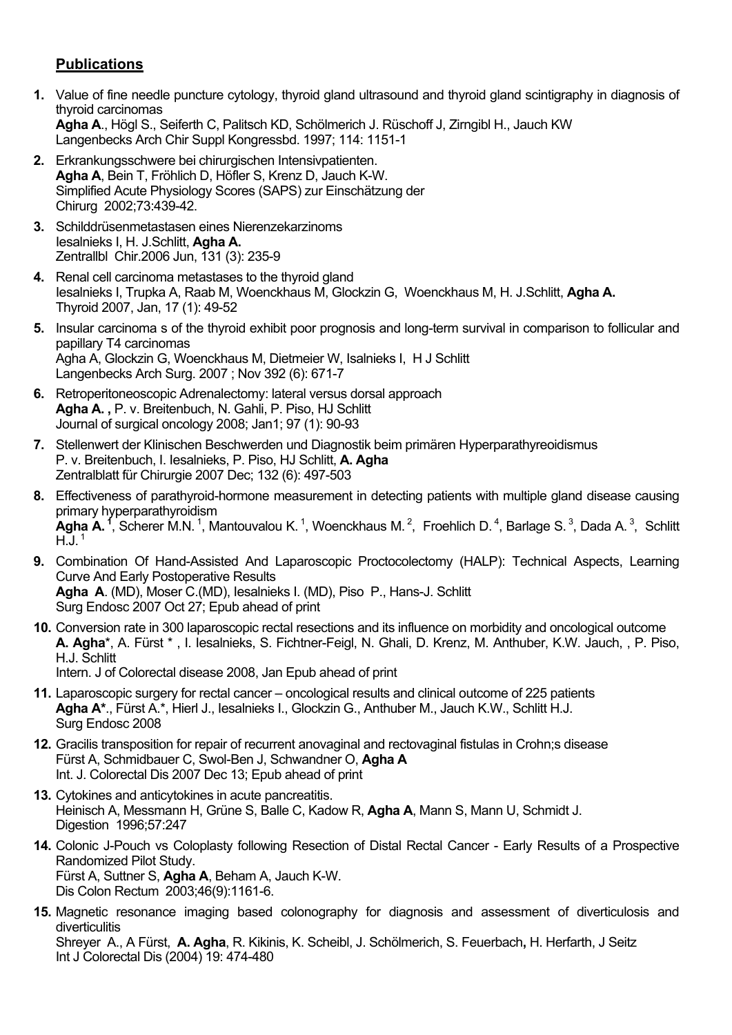## **Publications**

1. Value of fine needle puncture cytology, thyroid gland ultrasound and thyroid gland scintigraphy in diagnosis of thyroid carcinomas
   **Agha A**., Högl S., Seiferth C, Palitsch KD, Schölmerich J. Rüschoff J, Zirngibl H., Jauch KW
   Langenbecks Arch Chir Suppl Kongressbd. 1997; 114: 1151-1

2. Erkrankungsschwere bei chirurgischen Intensivpatienten.
   **Agha A**, Bein T, Fröhlich D, Höfler S, Krenz D, Jauch K-W.
   Simplified Acute Physiology Scores (SAPS) zur Einschätzung der
   Chirurg 2002;73:439-42.

3. Schilddrüsenmetastasen eines Nierenzekarzinoms
   Iesalnieks I, H. J.Schlitt, **Agha A.**
   Zentrallbl Chir.2006 Jun, 131 (3): 235-9

4. Renal cell carcinoma metastases to the thyroid gland
   Iesalnieks I, Trupka A, Raab M, Woenckhaus M, Glockzin G, Woenckhaus M, H. J.Schlitt, **Agha A.**
   Thyroid 2007, Jan, 17 (1): 49-52

5. Insular carcinoma s of the thyroid exhibit poor prognosis and long-term survival in comparison to follicular and papillary T4 carcinomas
   Agha A, Glockzin G, Woenckhaus M, Dietmeier W, Isalnieks I, H J Schlitt
   Langenbecks Arch Surg. 2007 ; Nov 392 (6): 671-7

6. Retroperitoneoscopic Adrenalectomy: lateral versus dorsal approach
   **Agha A. ,** P. v. Breitenbuch, N. Gahli, P. Piso, HJ Schlitt
   Journal of surgical oncology 2008; Jan1; 97 (1): 90-93

7. Stellenwert der Klinischen Beschwerden und Diagnostik beim primären Hyperparathyreoidismus
   P. v. Breitenbuch, I. Iesalnieks, P. Piso, HJ Schlitt, **A. Agha**
   Zentralblatt für Chirurgie 2007 Dec; 132 (6): 497-503

8. Effectiveness of parathyroid-hormone measurement in detecting patients with multiple gland disease causing primary hyperparathyroidism
   **Agha A.** [1], Scherer M.N. [1], Mantouvalou K. [1], Woenckhaus M. [2], Froehlich D. [4], Barlage S. [3], Dada A. [3], Schlitt H.J. [1]

9. Combination Of Hand-Assisted And Laparoscopic Proctocolectomy (HALP): Technical Aspects, Learning Curve And Early Postoperative Results
   **Agha A**. (MD), Moser C.(MD), Iesalnieks I. (MD), Piso P., Hans-J. Schlitt
   Surg Endosc 2007 Oct 27; Epub ahead of print

10. Conversion rate in 300 laparoscopic rectal resections and its influence on morbidity and oncological outcome
    **A. Agha***, A. Fürst * , I. Iesalnieks, S. Fichtner-Feigl, N. Ghali, D. Krenz, M. Anthuber, K.W. Jauch, , P. Piso, H.J. Schlitt
    Intern. J of Colorectal disease 2008, Jan Epub ahead of print

11. Laparoscopic surgery for rectal cancer – oncological results and clinical outcome of 225 patients
    **Agha A***., Fürst A.*, Hierl J., Iesalnieks I., Glockzin G., Anthuber M., Jauch K.W., Schlitt H.J.
    Surg Endosc 2008

12. Gracilis transposition for repair of recurrent anovaginal and rectovaginal fistulas in Crohn;s disease
    Fürst A, Schmidbauer C, Swol-Ben J, Schwandner O, **Agha A**
    Int. J. Colorectal Dis 2007 Dec 13; Epub ahead of print

13. Cytokines and anticytokines in acute pancreatitis.
    Heinisch A, Messmann H, Grüne S, Balle C, Kadow R, **Agha A**, Mann S, Mann U, Schmidt J.
    Digestion 1996;57:247

14. Colonic J-Pouch vs Coloplasty following Resection of Distal Rectal Cancer - Early Results of a Prospective Randomized Pilot Study.
    Fürst A, Suttner S, **Agha A**, Beham A, Jauch K-W.
    Dis Colon Rectum 2003;46(9):1161-6.

15. Magnetic resonance imaging based colonography for diagnosis and assessment of diverticulosis and diverticulitis
    Shreyer A., A Fürst, **A. Agha**, R. Kikinis, K. Scheibl, J. Schölmerich, S. Feuerbach**,** H. Herfarth, J Seitz
    Int J Colorectal Dis (2004) 19: 474-480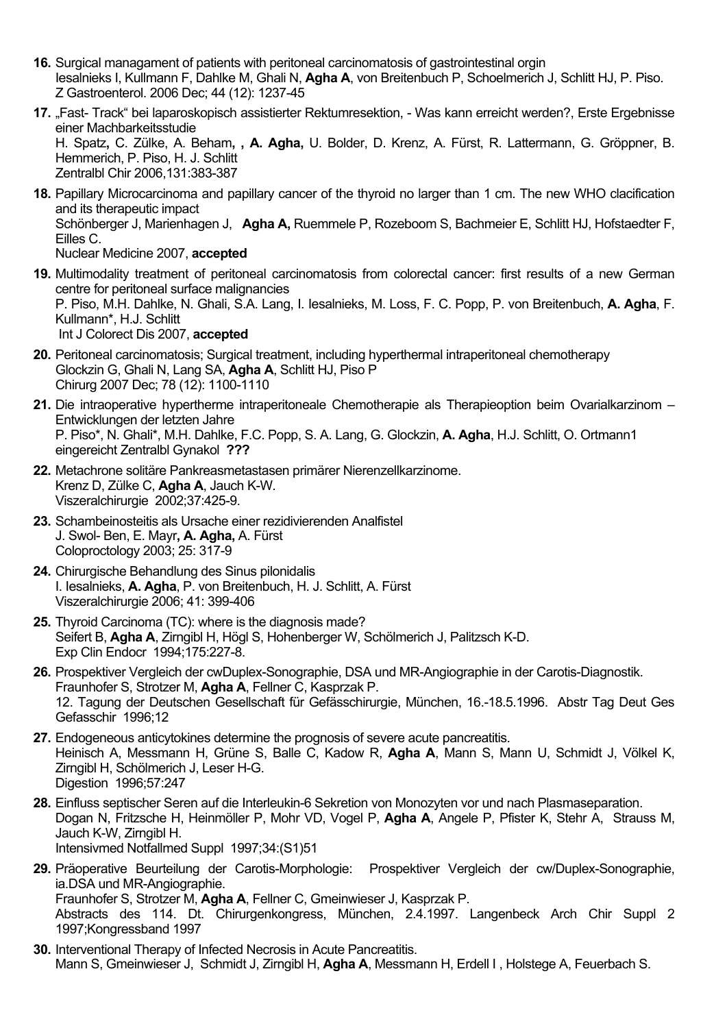**16.** Surgical managament of patients with peritoneal carcinomatosis of gastrointestinal orgin
Iesalnieks I, Kullmann F, Dahlke M, Ghali N, **Agha A**, von Breitenbuch P, Schoelmerich J, Schlitt HJ, P. Piso.
Z Gastroenterol. 2006 Dec; 44 (12): 1237-45

**17.** „Fast- Track" bei laparoskopisch assistierter Rektumresektion, - Was kann erreicht werden?, Erste Ergebnisse einer Machbarkeitsstudie
H. Spatz**,** C. Zülke, A. Beham**, , A. Agha,** U. Bolder, D. Krenz, A. Fürst, R. Lattermann, G. Gröppner, B. Hemmerich, P. Piso, H. J. Schlitt
Zentralbl Chir 2006,131:383-387

**18.** Papillary Microcarcinoma and papillary cancer of the thyroid no larger than 1 cm. The new WHO clacification and its therapeutic impact
Schönberger J, Marienhagen J, **Agha A,** Ruemmele P, Rozeboom S, Bachmeier E, Schlitt HJ, Hofstaedter F, Eilles C.
Nuclear Medicine 2007, **accepted**

**19.** Multimodality treatment of peritoneal carcinomatosis from colorectal cancer: first results of a new German centre for peritoneal surface malignancies
P. Piso, M.H. Dahlke, N. Ghali, S.A. Lang, I. Iesalnieks, M. Loss, F. C. Popp, P. von Breitenbuch, **A. Agha**, F. Kullmann*, H.J. Schlitt
Int J Colorect Dis 2007, **accepted**

**20.** Peritoneal carcinomatosis; Surgical treatment, including hyperthermal intraperitoneal chemotherapy
Glockzin G, Ghali N, Lang SA, **Agha A**, Schlitt HJ, Piso P
Chirurg 2007 Dec; 78 (12): 1100-1110

**21.** Die intraoperative hypertherme intraperitoneale Chemotherapie als Therapieoption beim Ovarialkarzinom – Entwicklungen der letzten Jahre
P. Piso*, N. Ghali*, M.H. Dahlke, F.C. Popp, S. A. Lang, G. Glockzin, **A. Agha**, H.J. Schlitt, O. Ortmann1
eingereicht Zentralbl Gynakol **???**

**22.** Metachrone solitäre Pankreasmetastasen primärer Nierenzellkarzinome.
Krenz D, Zülke C, **Agha A**, Jauch K-W.
Viszeralchirurgie 2002;37:425-9.

**23.** Schambeinosteitis als Ursache einer rezidivierenden Analfistel
J. Swol- Ben, E. Mayr**, A. Agha,** A. Fürst
Coloproctology 2003; 25: 317-9

**24.** Chirurgische Behandlung des Sinus pilonidalis
I. Iesalnieks, **A. Agha**, P. von Breitenbuch, H. J. Schlitt, A. Fürst
Viszeralchirurgie 2006; 41: 399-406

**25.** Thyroid Carcinoma (TC): where is the diagnosis made?
Seifert B, **Agha A**, Zirngibl H, Högl S, Hohenberger W, Schölmerich J, Palitzsch K-D.
Exp Clin Endocr 1994;175:227-8.

**26.** Prospektiver Vergleich der cwDuplex-Sonographie, DSA und MR-Angiographie in der Carotis-Diagnostik.
Fraunhofer S, Strotzer M, **Agha A**, Fellner C, Kasprzak P.
12. Tagung der Deutschen Gesellschaft für Gefässchirurgie, München, 16.-18.5.1996. Abstr Tag Deut Ges Gefasschir 1996;12

**27.** Endogeneous anticytokines determine the prognosis of severe acute pancreatitis.
Heinisch A, Messmann H, Grüne S, Balle C, Kadow R, **Agha A**, Mann S, Mann U, Schmidt J, Völkel K, Zirngibl H, Schölmerich J, Leser H-G.
Digestion 1996;57:247

**28.** Einfluss septischer Seren auf die Interleukin-6 Sekretion von Monozyten vor und nach Plasmaseparation.
Dogan N, Fritzsche H, Heinmöller P, Mohr VD, Vogel P, **Agha A**, Angele P, Pfister K, Stehr A, Strauss M, Jauch K-W, Zirngibl H.
Intensivmed Notfallmed Suppl 1997;34:(S1)51

**29.** Präoperative Beurteilung der Carotis-Morphologie: Prospektiver Vergleich der cw/Duplex-Sonographie, ia.DSA und MR-Angiographie.
Fraunhofer S, Strotzer M, **Agha A**, Fellner C, Gmeinwieser J, Kasprzak P.
Abstracts des 114. Dt. Chirurgenkongress, München, 2.4.1997. Langenbeck Arch Chir Suppl 2 1997;Kongressband 1997

**30.** Interventional Therapy of Infected Necrosis in Acute Pancreatitis.
Mann S, Gmeinwieser J, Schmidt J, Zirngibl H, **Agha A**, Messmann H, Erdell I , Holstege A, Feuerbach S.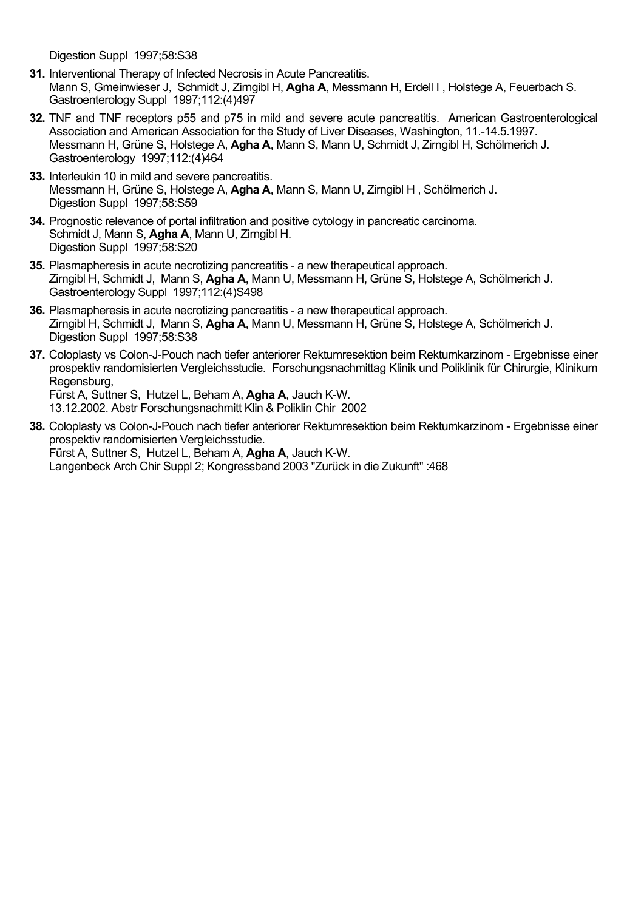Digestion Suppl 1997;58:S38

**31.** Interventional Therapy of Infected Necrosis in Acute Pancreatitis.
Mann S, Gmeinwieser J, Schmidt J, Zirngibl H, **Agha A**, Messmann H, Erdell I , Holstege A, Feuerbach S.
Gastroenterology Suppl 1997;112:(4)497

**32.** TNF and TNF receptors p55 and p75 in mild and severe acute pancreatitis. American Gastroenterological Association and American Association for the Study of Liver Diseases, Washington, 11.-14.5.1997.
Messmann H, Grüne S, Holstege A, **Agha A**, Mann S, Mann U, Schmidt J, Zirngibl H, Schölmerich J.
Gastroenterology 1997;112:(4)464

**33.** Interleukin 10 in mild and severe pancreatitis.
Messmann H, Grüne S, Holstege A, **Agha A**, Mann S, Mann U, Zirngibl H , Schölmerich J.
Digestion Suppl 1997;58:S59

**34.** Prognostic relevance of portal infiltration and positive cytology in pancreatic carcinoma.
Schmidt J, Mann S, **Agha A**, Mann U, Zirngibl H.
Digestion Suppl 1997;58:S20

**35.** Plasmapheresis in acute necrotizing pancreatitis - a new therapeutical approach.
Zirngibl H, Schmidt J, Mann S, **Agha A**, Mann U, Messmann H, Grüne S, Holstege A, Schölmerich J.
Gastroenterology Suppl 1997;112:(4)S498

**36.** Plasmapheresis in acute necrotizing pancreatitis - a new therapeutical approach.
Zirngibl H, Schmidt J, Mann S, **Agha A**, Mann U, Messmann H, Grüne S, Holstege A, Schölmerich J.
Digestion Suppl 1997;58:S38

**37.** Coloplasty vs Colon-J-Pouch nach tiefer anteriorer Rektumresektion beim Rektumkarzinom - Ergebnisse einer prospektiv randomisierten Vergleichsstudie. Forschungsnachmittag Klinik und Poliklinik für Chirurgie, Klinikum Regensburg,
Fürst A, Suttner S, Hutzel L, Beham A, **Agha A**, Jauch K-W.
13.12.2002. Abstr Forschungsnachmitt Klin & Poliklin Chir 2002

**38.** Coloplasty vs Colon-J-Pouch nach tiefer anteriorer Rektumresektion beim Rektumkarzinom - Ergebnisse einer prospektiv randomisierten Vergleichsstudie.
Fürst A, Suttner S, Hutzel L, Beham A, **Agha A**, Jauch K-W.
Langenbeck Arch Chir Suppl 2; Kongressband 2003 "Zurück in die Zukunft" :468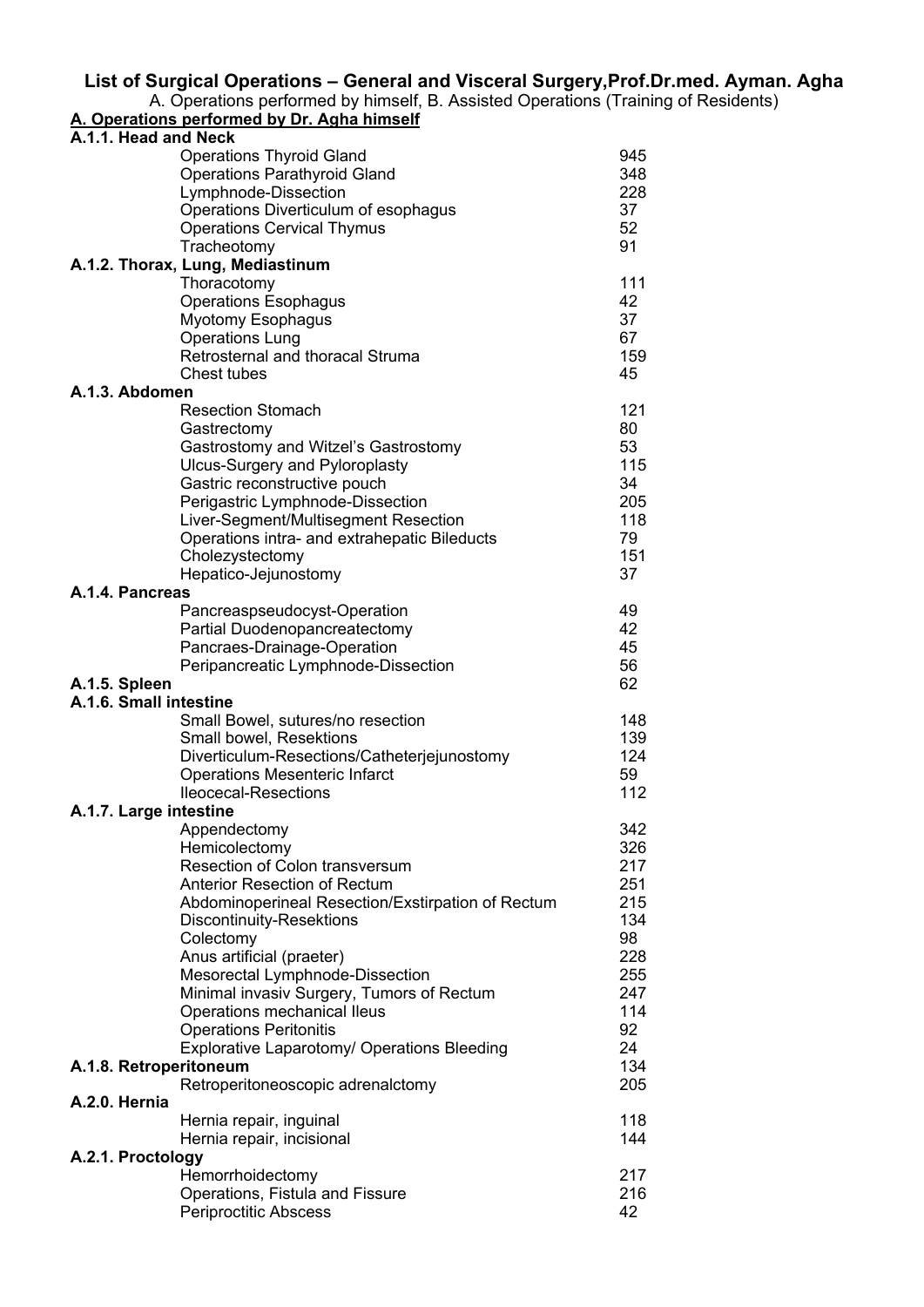# List of Surgical Operations – General and Visceral Surgery,Prof.Dr.med. Ayman. Agha

A. Operations performed by himself, B. Assisted Operations (Training of Residents)

## A. Operations performed by Dr. Agha himself

### A.1.1. Head and Neck

| Operation | Number |
|---|---|
| Operations Thyroid Gland | 945 |
| Operations Parathyroid Gland | 348 |
| Lymphnode-Dissection | 228 |
| Operations Diverticulum of esophagus | 37 |
| Operations Cervical Thymus | 52 |
| Tracheotomy | 91 |

### A.1.2. Thorax, Lung, Mediastinum

| Operation | Number |
|---|---|
| Thoracotomy | 111 |
| Operations Esophagus | 42 |
| Myotomy Esophagus | 37 |
| Operations Lung | 67 |
| Retrosternal and thoracal Struma | 159 |
| Chest tubes | 45 |

### A.1.3. Abdomen

| Operation | Number |
|---|---|
| Resection Stomach | 121 |
| Gastrectomy | 80 |
| Gastrostomy and Witzel's Gastrostomy | 53 |
| Ulcus-Surgery and Pyloroplasty | 115 |
| Gastric reconstructive pouch | 34 |
| Perigastric Lymphnode-Dissection | 205 |
| Liver-Segment/Multisegment Resection | 118 |
| Operations intra- and extrahepatic Bileducts | 79 |
| Cholezystectomy | 151 |
| Hepatico-Jejunostomy | 37 |

### A.1.4. Pancreas

| Operation | Number |
|---|---|
| Pancreaspseudocyst-Operation | 49 |
| Partial Duodenopancreatectomy | 42 |
| Pancraes-Drainage-Operation | 45 |
| Peripancreatic Lymphnode-Dissection | 56 |

### A.1.5. Spleen — 62

### A.1.6. Small intestine

| Operation | Number |
|---|---|
| Small Bowel, sutures/no resection | 148 |
| Small bowel, Resektions | 139 |
| Diverticulum-Resections/Catheterjejunostomy | 124 |
| Operations Mesenteric Infarct | 59 |
| Ileocecal-Resections | 112 |

### A.1.7. Large intestine

| Operation | Number |
|---|---|
| Appendectomy | 342 |
| Hemicolectomy | 326 |
| Resection of Colon transversum | 217 |
| Anterior Resection of Rectum | 251 |
| Abdominoperineal Resection/Exstirpation of Rectum | 215 |
| Discontinuity-Resektions | 134 |
| Colectomy | 98 |
| Anus artificial (praeter) | 228 |
| Mesorectal Lymphnode-Dissection | 255 |
| Minimal invasiv Surgery, Tumors of Rectum | 247 |
| Operations mechanical Ileus | 114 |
| Operations Peritonitis | 92 |
| Explorative Laparotomy/ Operations Bleeding | 24 |

### A.1.8. Retroperitoneum — 134

| Operation | Number |
|---|---|
| Retroperitoneoscopic adrenalctomy | 205 |

### A.2.0. Hernia

| Operation | Number |
|---|---|
| Hernia repair, inguinal | 118 |
| Hernia repair, incisional | 144 |

### A.2.1. Proctology

| Operation | Number |
|---|---|
| Hemorrhoidectomy | 217 |
| Operations, Fistula and Fissure | 216 |
| Periproctitic Abscess | 42 |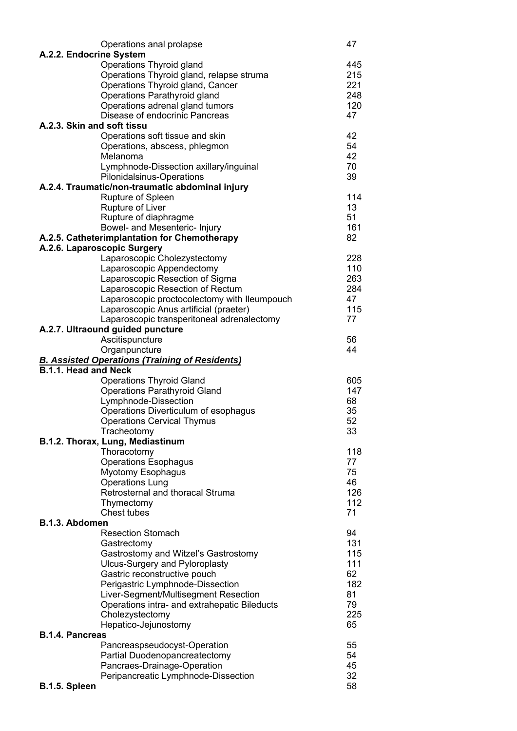| | |
|---|---|
| Operations anal prolapse | 47 |
| **A.2.2. Endocrine System** | |
| Operations Thyroid gland | 445 |
| Operations Thyroid gland, relapse struma | 215 |
| Operations Thyroid gland, Cancer | 221 |
| Operations Parathyroid gland | 248 |
| Operations adrenal gland tumors | 120 |
| Disease of endocrinic Pancreas | 47 |
| **A.2.3. Skin and soft tissu** | |
| Operations soft tissue and skin | 42 |
| Operations, abscess, phlegmon | 54 |
| Melanoma | 42 |
| Lymphnode-Dissection axillary/inguinal | 70 |
| Pilonidalsinus-Operations | 39 |
| **A.2.4. Traumatic/non-traumatic abdominal injury** | |
| Rupture of Spleen | 114 |
| Rupture of Liver | 13 |
| Rupture of diaphragme | 51 |
| Bowel- and Mesenteric- Injury | 161 |
| **A.2.5. Catheterimplantation for Chemotherapy** | 82 |
| **A.2.6. Laparoscopic Surgery** | |
| Laparoscopic Cholezystectomy | 228 |
| Laparoscopic Appendectomy | 110 |
| Laparoscopic Resection of Sigma | 263 |
| Laparoscopic Resection of Rectum | 284 |
| Laparoscopic proctocolectomy with Ileumpouch | 47 |
| Laparoscopic Anus artificial (praeter) | 115 |
| Laparoscopic transperitoneal adrenalectomy | 77 |
| **A.2.7. Ultraound guided puncture** | |
| Ascitispuncture | 56 |
| Organpuncture | 44 |

***B. Assisted Operations (Training of Residents)***

| | |
|---|---|
| **B.1.1. Head and Neck** | |
| Operations Thyroid Gland | 605 |
| Operations Parathyroid Gland | 147 |
| Lymphnode-Dissection | 68 |
| Operations Diverticulum of esophagus | 35 |
| Operations Cervical Thymus | 52 |
| Tracheotomy | 33 |
| **B.1.2. Thorax, Lung, Mediastinum** | |
| Thoracotomy | 118 |
| Operations Esophagus | 77 |
| Myotomy Esophagus | 75 |
| Operations Lung | 46 |
| Retrosternal and thoracal Struma | 126 |
| Thymectomy | 112 |
| Chest tubes | 71 |
| **B.1.3. Abdomen** | |
| Resection Stomach | 94 |
| Gastrectomy | 131 |
| Gastrostomy and Witzel's Gastrostomy | 115 |
| Ulcus-Surgery and Pyloroplasty | 111 |
| Gastric reconstructive pouch | 62 |
| Perigastric Lymphnode-Dissection | 182 |
| Liver-Segment/Multisegment Resection | 81 |
| Operations intra- and extrahepatic Bileducts | 79 |
| Cholezystectomy | 225 |
| Hepatico-Jejunostomy | 65 |
| **B.1.4. Pancreas** | |
| Pancreaspseudocyst-Operation | 55 |
| Partial Duodenopancreatectomy | 54 |
| Pancraes-Drainage-Operation | 45 |
| Peripancreatic Lymphnode-Dissection | 32 |
| **B.1.5. Spleen** | 58 |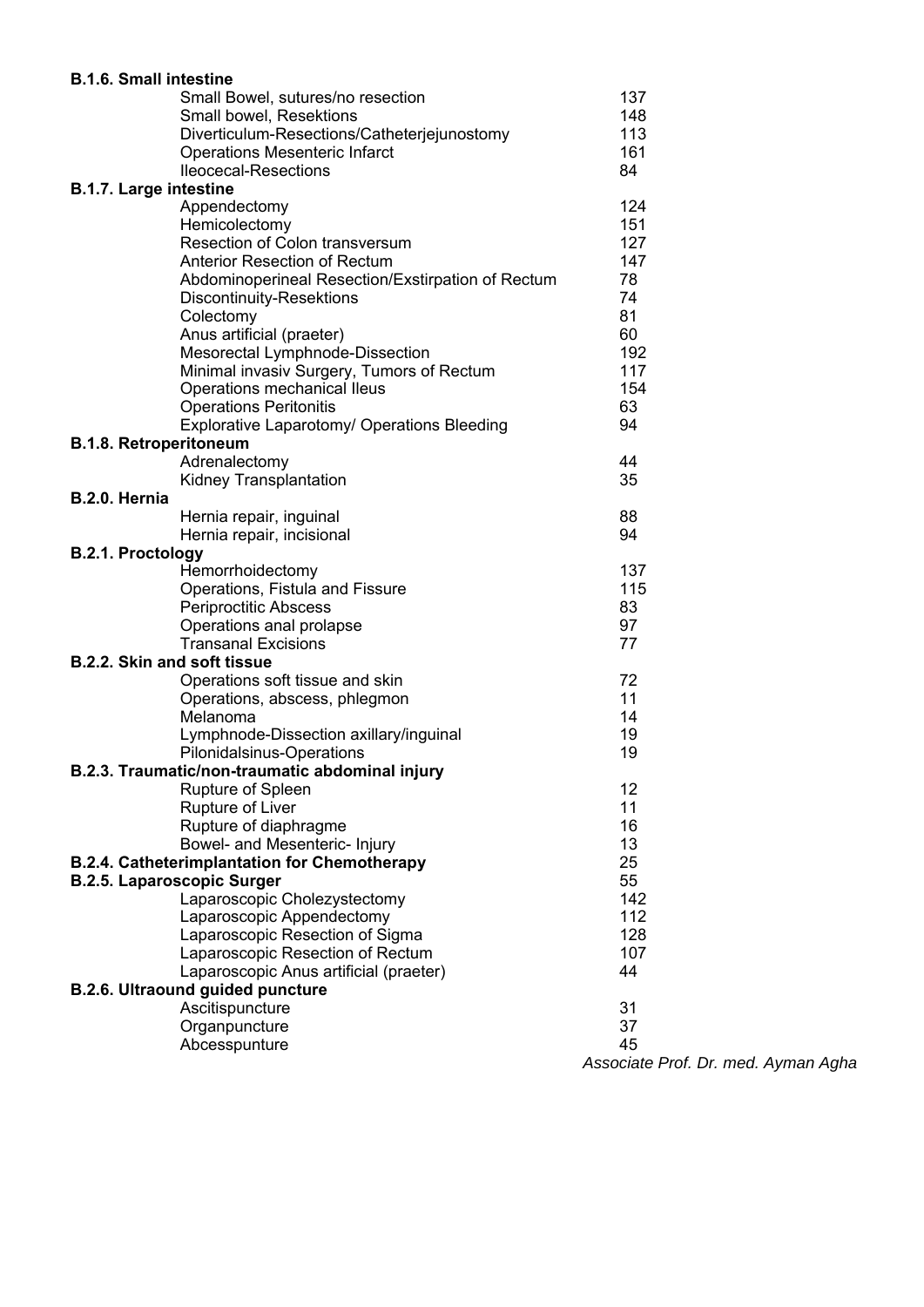| | |
|---|---|
| **B.1.6. Small intestine** | |
| Small Bowel, sutures/no resection | 137 |
| Small bowel, Resektions | 148 |
| Diverticulum-Resections/Catheterjejunostomy | 113 |
| Operations Mesenteric Infarct | 161 |
| Ileocecal-Resections | 84 |
| **B.1.7. Large intestine** | |
| Appendectomy | 124 |
| Hemicolectomy | 151 |
| Resection of Colon transversum | 127 |
| Anterior Resection of Rectum | 147 |
| Abdominoperineal Resection/Exstirpation of Rectum | 78 |
| Discontinuity-Resektions | 74 |
| Colectomy | 81 |
| Anus artificial (praeter) | 60 |
| Mesorectal Lymphnode-Dissection | 192 |
| Minimal invasiv Surgery, Tumors of Rectum | 117 |
| Operations mechanical Ileus | 154 |
| Operations Peritonitis | 63 |
| Explorative Laparotomy/ Operations Bleeding | 94 |
| **B.1.8. Retroperitoneum** | |
| Adrenalectomy | 44 |
| Kidney Transplantation | 35 |
| **B.2.0. Hernia** | |
| Hernia repair, inguinal | 88 |
| Hernia repair, incisional | 94 |
| **B.2.1. Proctology** | |
| Hemorrhoidectomy | 137 |
| Operations, Fistula and Fissure | 115 |
| Periproctitic Abscess | 83 |
| Operations anal prolapse | 97 |
| Transanal Excisions | 77 |
| **B.2.2. Skin and soft tissue** | |
| Operations soft tissue and skin | 72 |
| Operations, abscess, phlegmon | 11 |
| Melanoma | 14 |
| Lymphnode-Dissection axillary/inguinal | 19 |
| Pilonidalsinus-Operations | 19 |
| **B.2.3. Traumatic/non-traumatic abdominal injury** | |
| Rupture of Spleen | 12 |
| Rupture of Liver | 11 |
| Rupture of diaphragme | 16 |
| Bowel- and Mesenteric- Injury | 13 |
| **B.2.4. Catheterimplantation for Chemotherapy** | 25 |
| **B.2.5. Laparoscopic Surger** | 55 |
| Laparoscopic Cholezystectomy | 142 |
| Laparoscopic Appendectomy | 112 |
| Laparoscopic Resection of Sigma | 128 |
| Laparoscopic Resection of Rectum | 107 |
| Laparoscopic Anus artificial (praeter) | 44 |
| **B.2.6. Ultraound guided puncture** | |
| Ascitispuncture | 31 |
| Organpuncture | 37 |
| Abcesspunture | 45 |

*Associate Prof. Dr. med. Ayman Agha*